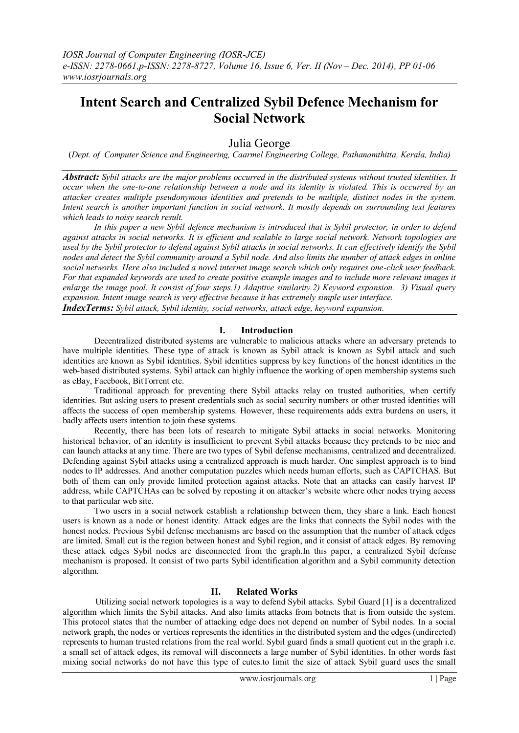# Intent Search and Centralized Sybil Defence Mechanism for Social Network

Julia George

(*Dept. of Computer Science and Engineering, Caarmel Engineering College, Pathanamthitta, Kerala, India)*

***Abstract:*** *Sybil attacks are the major problems occurred in the distributed systems without trusted identities. It occur when the one-to-one relationship between a node and its identity is violated. This is occurred by an attacker creates multiple pseudonymous identities and pretends to be multiple, distinct nodes in the system. Intent search is another important function in social network. It mostly depends on surrounding text features which leads to noisy search result.*

*In this paper a new Sybil defence mechanism is introduced that is Sybil protector, in order to defend against attacks in social networks. It is efficient and scalable to large social network. Network topologies are used by the Sybil protector to defend against Sybil attacks in social networks. It can effectively identify the Sybil nodes and detect the Sybil community around a Sybil node. And also limits the number of attack edges in online social networks. Here also included a novel internet image search which only requires one-click user feedback. For that expanded keywords are used to create positive example images and to include more relevant images it enlarge the image pool. It consist of four steps.1) Adaptive similarity.2) Keyword expansion. 3) Visual query expansion. Intent image search is very effective because it has extremely simple user interface.*

***IndexTerms:*** *Sybil attack, Sybil identity, social networks, attack edge, keyword expansion.*

## I. Introduction

Decentralized distributed systems are vulnerable to malicious attacks where an adversary pretends to have multiple identities. These type of attack is known as Sybil attack is known as Sybil attack and such identities are known as Sybil identities. Sybil identities suppress by key functions of the honest identities in the web-based distributed systems. Sybil attack can highly influence the working of open membership systems such as eBay, Facebook, BitTorrent etc.

Traditional approach for preventing there Sybil attacks relay on trusted authorities, when certify identities. But asking users to present credentials such as social security numbers or other trusted identities will affects the success of open membership systems. However, these requirements adds extra burdens on users, it badly affects users intention to join these systems.

Recently, there has been lots of research to mitigate Sybil attacks in social networks. Monitoring historical behavior, of an identity is insufficient to prevent Sybil attacks because they pretends to be nice and can launch attacks at any time. There are two types of Sybil defense mechanisms, centralized and decentralized. Defending against Sybil attacks using a centralized approach is much harder. One simplest approach is to bind nodes to IP addresses. And another computation puzzles which needs human efforts, such as CAPTCHAS. But both of them can only provide limited protection against attacks. Note that an attacks can easily harvest IP address, while CAPTCHAs can be solved by reposting it on attacker's website where other nodes trying access to that particular web site.

Two users in a social network establish a relationship between them, they share a link. Each honest users is known as a node or honest identity. Attack edges are the links that connects the Sybil nodes with the honest nodes. Previous Sybil defense mechanisms are based on the assumption that the number of attack edges are limited. Small cut is the region between honest and Sybil region, and it consist of attack edges. By removing these attack edges Sybil nodes are disconnected from the graph.In this paper, a centralized Sybil defense mechanism is proposed. It consist of two parts Sybil identification algorithm and a Sybil community detection algorithm.

## II. Related Works

Utilizing social network topologies is a way to defend Sybil attacks. Sybil Guard [1] is a decentralized algorithm which limits the Sybil attacks. And also limits attacks from botnets that is from outside the system. This protocol states that the number of attacking edge does not depend on number of Sybil nodes. In a social network graph, the nodes or vertices represents the identities in the distributed system and the edges (undirected) represents to human trusted relations from the real world. Sybil guard finds a small quotient cut in the graph i.e. a small set of attack edges, its removal will disconnects a large number of Sybil identities. In other words fast mixing social networks do not have this type of cutes.to limit the size of attack Sybil guard uses the small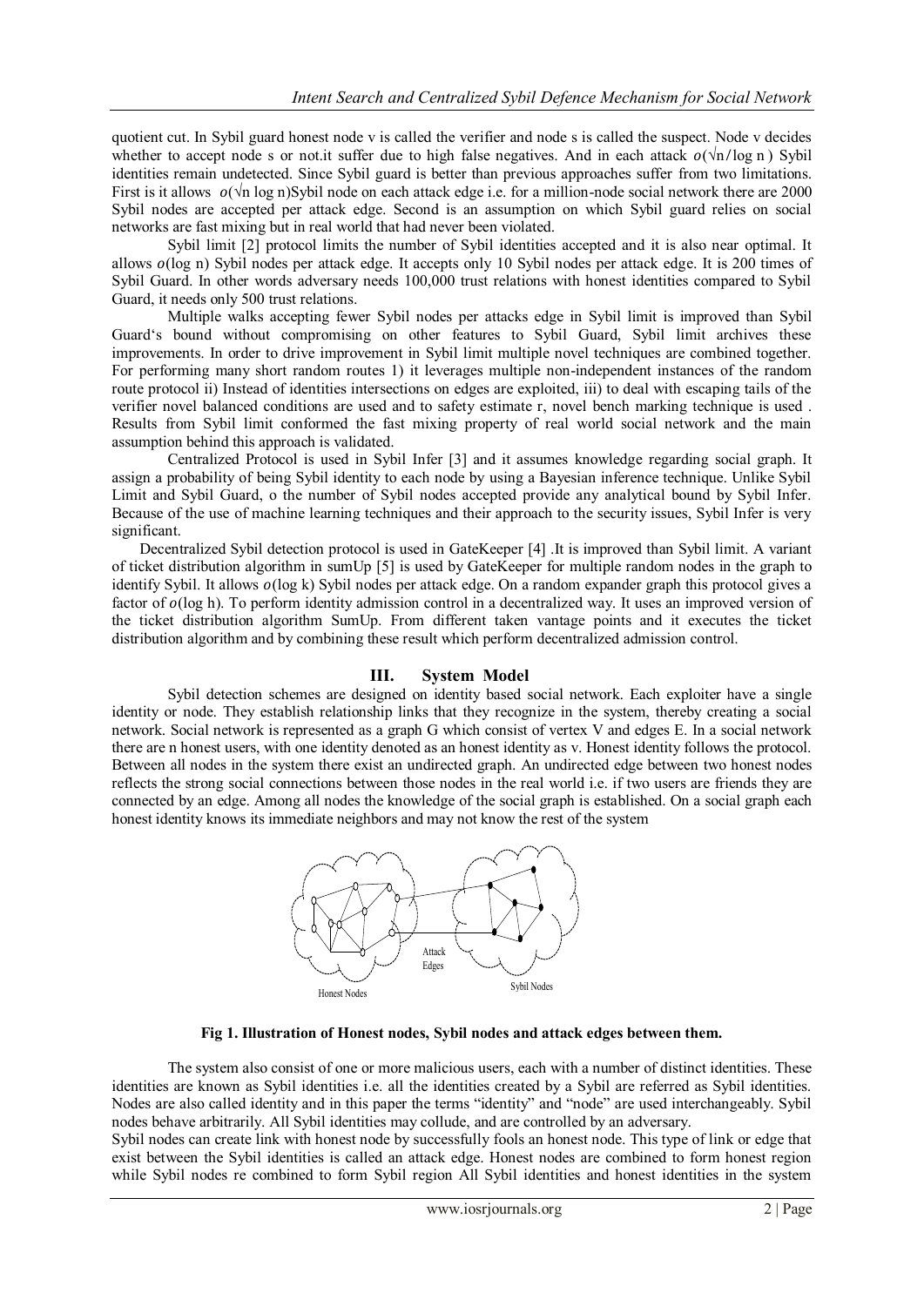quotient cut. In Sybil guard honest node v is called the verifier and node s is called the suspect. Node v decides whether to accept node s or not.it suffer due to high false negatives. And in each attack $o(\sqrt{n}/\log n)$ Sybil identities remain undetected. Since Sybil guard is better than previous approaches suffer from two limitations. First is it allows $o(\sqrt{n}\log n)$Sybil node on each attack edge i.e. for a million-node social network there are 2000 Sybil nodes are accepted per attack edge. Second is an assumption on which Sybil guard relies on social networks are fast mixing but in real world that had never been violated.

Sybil limit [2] protocol limits the number of Sybil identities accepted and it is also near optimal. It allows $o(\log n)$ Sybil nodes per attack edge. It accepts only 10 Sybil nodes per attack edge. It is 200 times of Sybil Guard. In other words adversary needs 100,000 trust relations with honest identities compared to Sybil Guard, it needs only 500 trust relations.

Multiple walks accepting fewer Sybil nodes per attacks edge in Sybil limit is improved than Sybil Guard's bound without compromising on other features to Sybil Guard, Sybil limit archives these improvements. In order to drive improvement in Sybil limit multiple novel techniques are combined together. For performing many short random routes 1) it leverages multiple non-independent instances of the random route protocol ii) Instead of identities intersections on edges are exploited, iii) to deal with escaping tails of the verifier novel balanced conditions are used and to safety estimate r, novel bench marking technique is used . Results from Sybil limit conformed the fast mixing property of real world social network and the main assumption behind this approach is validated.

Centralized Protocol is used in Sybil Infer [3] and it assumes knowledge regarding social graph. It assign a probability of being Sybil identity to each node by using a Bayesian inference technique. Unlike Sybil Limit and Sybil Guard, o the number of Sybil nodes accepted provide any analytical bound by Sybil Infer. Because of the use of machine learning techniques and their approach to the security issues, Sybil Infer is very significant.

Decentralized Sybil detection protocol is used in GateKeeper [4] .It is improved than Sybil limit. A variant of ticket distribution algorithm in sumUp [5] is used by GateKeeper for multiple random nodes in the graph to identify Sybil. It allows $o(\log k)$ Sybil nodes per attack edge. On a random expander graph this protocol gives a factor of $o(\log h)$. To perform identity admission control in a decentralized way. It uses an improved version of the ticket distribution algorithm SumUp. From different taken vantage points and it executes the ticket distribution algorithm and by combining these result which perform decentralized admission control.

## III. System Model

Sybil detection schemes are designed on identity based social network. Each exploiter have a single identity or node. They establish relationship links that they recognize in the system, thereby creating a social network. Social network is represented as a graph G which consist of vertex V and edges E. In a social network there are n honest users, with one identity denoted as an honest identity as v. Honest identity follows the protocol. Between all nodes in the system there exist an undirected graph. An undirected edge between two honest nodes reflects the strong social connections between those nodes in the real world i.e. if two users are friends they are connected by an edge. Among all nodes the knowledge of the social graph is established. On a social graph each honest identity knows its immediate neighbors and may not know the rest of the system

**Fig 1. Illustration of Honest nodes, Sybil nodes and attack edges between them.**

The system also consist of one or more malicious users, each with a number of distinct identities. These identities are known as Sybil identities i.e. all the identities created by a Sybil are referred as Sybil identities. Nodes are also called identity and in this paper the terms "identity" and "node" are used interchangeably. Sybil nodes behave arbitrarily. All Sybil identities may collude, and are controlled by an adversary.

Sybil nodes can create link with honest node by successfully fools an honest node. This type of link or edge that exist between the Sybil identities is called an attack edge. Honest nodes are combined to form honest region while Sybil nodes re combined to form Sybil region All Sybil identities and honest identities in the system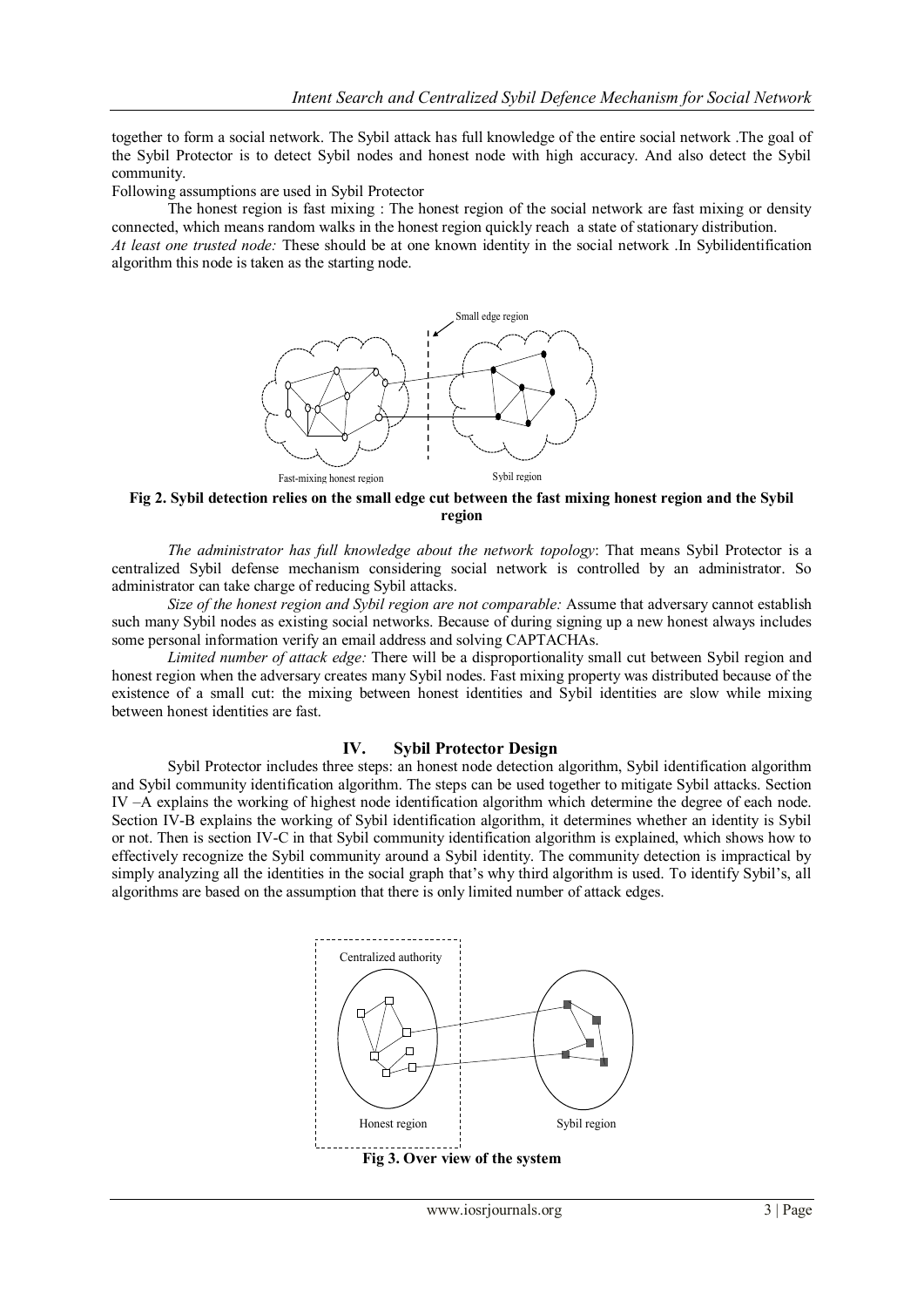together to form a social network. The Sybil attack has full knowledge of the entire social network .The goal of the Sybil Protector is to detect Sybil nodes and honest node with high accuracy. And also detect the Sybil community.

Following assumptions are used in Sybil Protector

The honest region is fast mixing : The honest region of the social network are fast mixing or density connected, which means random walks in the honest region quickly reach a state of stationary distribution.

*At least one trusted node:* These should be at one known identity in the social network .In Sybilidentification algorithm this node is taken as the starting node.

Small edge region

Fast-mixing honest region Sybil region

**Fig 2. Sybil detection relies on the small edge cut between the fast mixing honest region and the Sybil region**

*The administrator has full knowledge about the network topology*: That means Sybil Protector is a centralized Sybil defense mechanism considering social network is controlled by an administrator. So administrator can take charge of reducing Sybil attacks.

*Size of the honest region and Sybil region are not comparable:* Assume that adversary cannot establish such many Sybil nodes as existing social networks. Because of during signing up a new honest always includes some personal information verify an email address and solving CAPTACHAs.

*Limited number of attack edge:* There will be a disproportionality small cut between Sybil region and honest region when the adversary creates many Sybil nodes. Fast mixing property was distributed because of the existence of a small cut: the mixing between honest identities and Sybil identities are slow while mixing between honest identities are fast.

## IV. Sybil Protector Design

Sybil Protector includes three steps: an honest node detection algorithm, Sybil identification algorithm and Sybil community identification algorithm. The steps can be used together to mitigate Sybil attacks. Section IV –A explains the working of highest node identification algorithm which determine the degree of each node. Section IV-B explains the working of Sybil identification algorithm, it determines whether an identity is Sybil or not. Then is section IV-C in that Sybil community identification algorithm is explained, which shows how to effectively recognize the Sybil community around a Sybil identity. The community detection is impractical by simply analyzing all the identities in the social graph that's why third algorithm is used. To identify Sybil's, all algorithms are based on the assumption that there is only limited number of attack edges.

Centralized authority

Honest region Sybil region

**Fig 3. Over view of the system**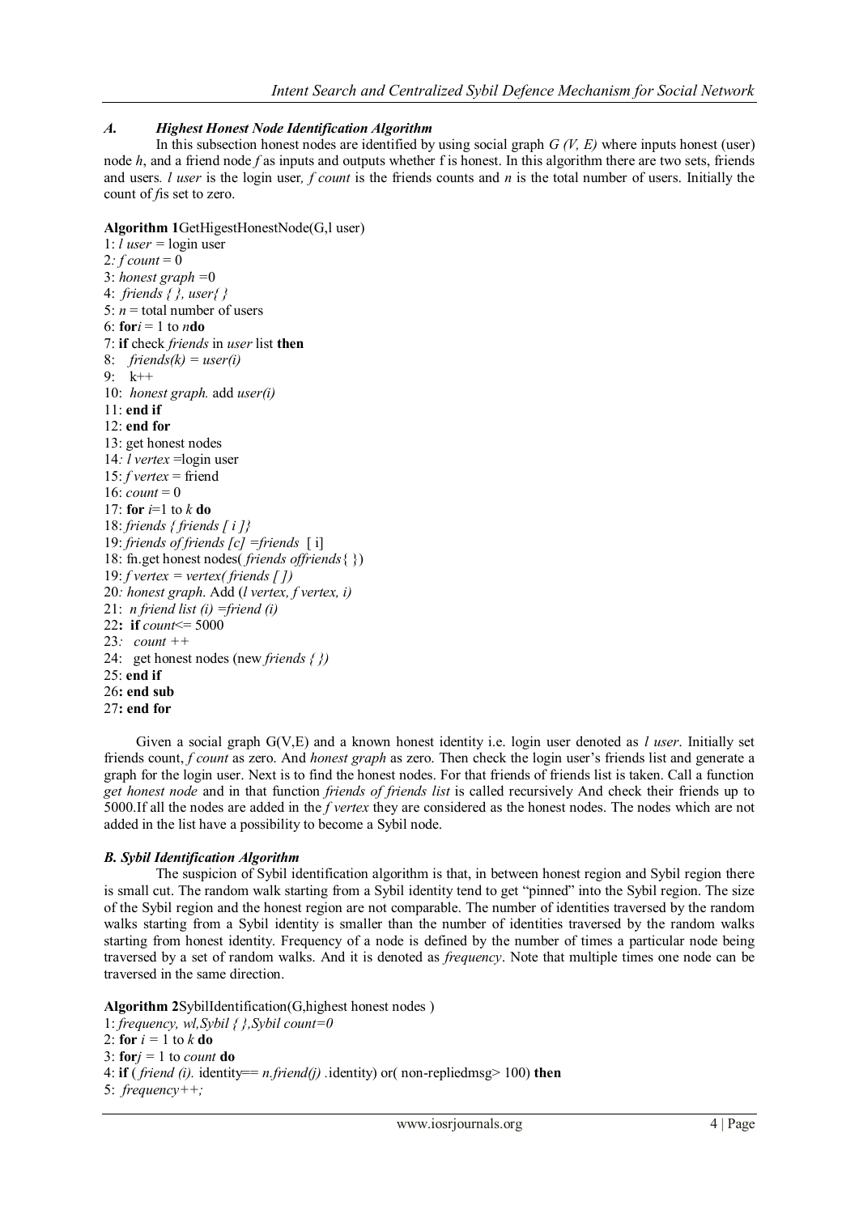### *A. Highest Honest Node Identification Algorithm*

In this subsection honest nodes are identified by using social graph *G (V, E)* where inputs honest (user) node *h*, and a friend node *f* as inputs and outputs whether f is honest. In this algorithm there are two sets, friends and users. *l user* is the login user, *f count* is the friends counts and *n* is the total number of users. Initially the count of *f* is set to zero.

**Algorithm 1** GetHigestHonestNode(G,l user)

```
1: l user = login user
2: f count = 0
3: honest graph =0
4:  friends { }, user{ }
5: n = total number of users
6: for i = 1 to n do
7: if check friends in user list then
8:    friends(k) = user(i)
9:    k++
10:  honest graph. add user(i)
11: end if
12: end for
13: get honest nodes
14: l vertex =login user
15: f vertex = friend
16: count = 0
17: for i=1 to k do
18: friends { friends [ i ]}
19: friends of friends [c] =friends  [ i]
18: fn.get honest nodes( friends offriends{ })
19: f vertex = vertex( friends [ ])
20: honest graph. Add (l vertex, f vertex, i)
21:  n friend list (i) =friend (i)
22:  if count<= 5000
23:   count ++
24:   get honest nodes (new friends { })
25: end if
26: end sub
27: end for
```

Given a social graph G(V,E) and a known honest identity i.e. login user denoted as *l user*. Initially set friends count, *f count* as zero. And *honest graph* as zero. Then check the login user's friends list and generate a graph for the login user. Next is to find the honest nodes. For that friends of friends list is taken. Call a function *get honest node* and in that function *friends of friends list* is called recursively And check their friends up to 5000.If all the nodes are added in the *f vertex* they are considered as the honest nodes. The nodes which are not added in the list have a possibility to become a Sybil node.

### *B. Sybil Identification Algorithm*

The suspicion of Sybil identification algorithm is that, in between honest region and Sybil region there is small cut. The random walk starting from a Sybil identity tend to get "pinned" into the Sybil region. The size of the Sybil region and the honest region are not comparable. The number of identities traversed by the random walks starting from a Sybil identity is smaller than the number of identities traversed by the random walks starting from honest identity. Frequency of a node is defined by the number of times a particular node being traversed by a set of random walks. And it is denoted as *frequency*. Note that multiple times one node can be traversed in the same direction.

**Algorithm 2** SybilIdentification(G,highest honest nodes )

```
1: frequency, wl,Sybil { },Sybil count=0
2: for i = 1 to k do
3: for j = 1 to count do
4: if ( friend (i). identity== n.friend(j) .identity) or( non-repliedmsg> 100) then
5:  frequency++;
```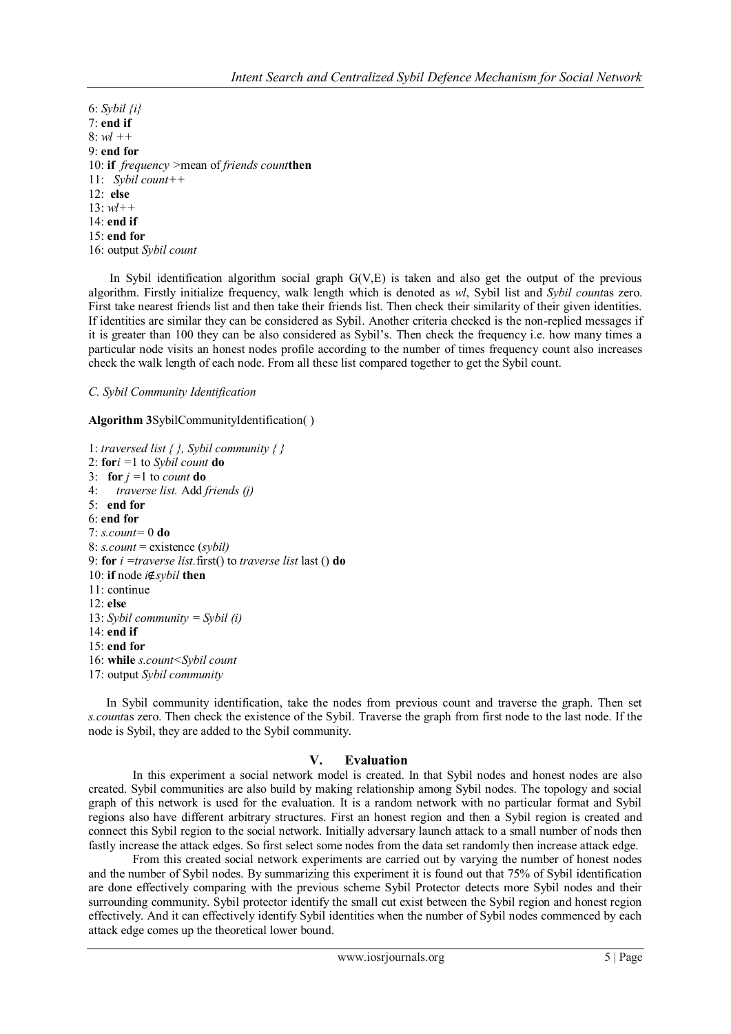6: *Sybil {i}*
7: **end if**
8: *wl ++*
9: **end for**
10: **if** *frequency* >mean of *friends count***then**
11: *Sybil count++*
12: **else**
13: *wl++*
14: **end if**
15: **end for**
16: output *Sybil count*

In Sybil identification algorithm social graph G(V,E) is taken and also get the output of the previous algorithm. Firstly initialize frequency, walk length which is denoted as *wl*, Sybil list and *Sybil count*as zero. First take nearest friends list and then take their friends list. Then check their similarity of their given identities. If identities are similar they can be considered as Sybil. Another criteria checked is the non-replied messages if it is greater than 100 they can be also considered as Sybil's. Then check the frequency i.e. how many times a particular node visits an honest nodes profile according to the number of times frequency count also increases check the walk length of each node. From all these list compared together to get the Sybil count.

*C. Sybil Community Identification*

**Algorithm 3**SybilCommunityIdentification( )

1: *traversed list { }, Sybil community { }*
2: **for***i* =1 to *Sybil count* **do**
3: **for** *j* =1 to *count* **do**
4: *traverse list.* Add *friends (j)*
5: **end for**
6: **end for**
7: *s.count*= 0 **do**
8: *s.count* = existence (*sybil)*
9: **for** *i* =*traverse list.*first() to *traverse list* last () **do**
10: **if** node *i*∉*sybil* **then**
11: continue
12: **else**
13: *Sybil community = Sybil (i)*
14: **end if**
15: **end for**
16: **while** *s.count<Sybil count*
17: output *Sybil community*

In Sybil community identification, take the nodes from previous count and traverse the graph. Then set *s.count*as zero. Then check the existence of the Sybil. Traverse the graph from first node to the last node. If the node is Sybil, they are added to the Sybil community.

## V. Evaluation

In this experiment a social network model is created. In that Sybil nodes and honest nodes are also created. Sybil communities are also build by making relationship among Sybil nodes. The topology and social graph of this network is used for the evaluation. It is a random network with no particular format and Sybil regions also have different arbitrary structures. First an honest region and then a Sybil region is created and connect this Sybil region to the social network. Initially adversary launch attack to a small number of nods then fastly increase the attack edges. So first select some nodes from the data set randomly then increase attack edge.

From this created social network experiments are carried out by varying the number of honest nodes and the number of Sybil nodes. By summarizing this experiment it is found out that 75% of Sybil identification are done effectively comparing with the previous scheme Sybil Protector detects more Sybil nodes and their surrounding community. Sybil protector identify the small cut exist between the Sybil region and honest region effectively. And it can effectively identify Sybil identities when the number of Sybil nodes commenced by each attack edge comes up the theoretical lower bound.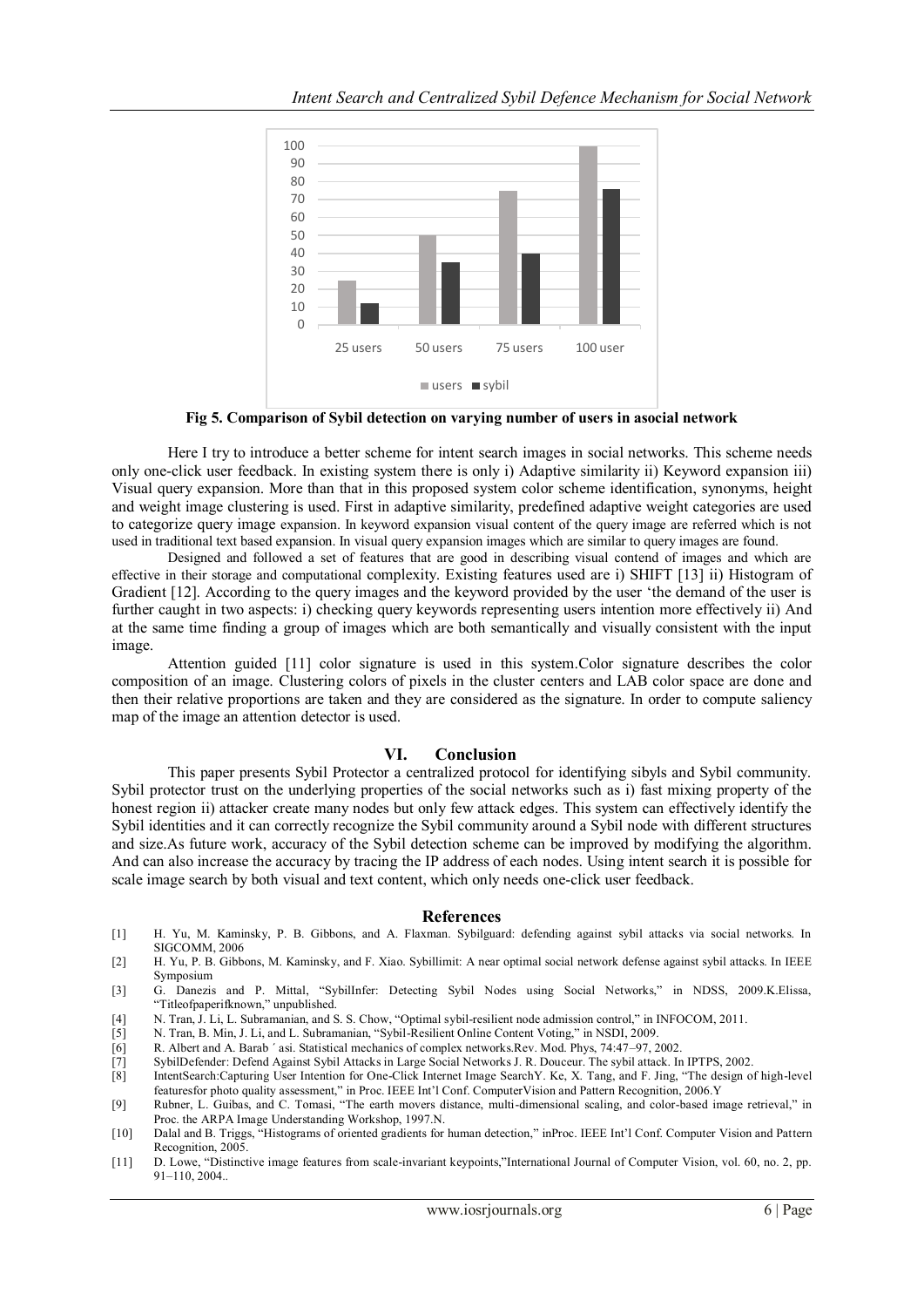100
90
80
70
60
50
40
30
20
10
0

25 users
50 users
75 users
100 user

users
sybil

**Fig 5. Comparison of Sybil detection on varying number of users in asocial network**

Here I try to introduce a better scheme for intent search images in social networks. This scheme needs only one-click user feedback. In existing system there is only i) Adaptive similarity ii) Keyword expansion iii) Visual query expansion. More than that in this proposed system color scheme identification, synonyms, height and weight image clustering is used. First in adaptive similarity, predefined adaptive weight categories are used to categorize query image expansion. In keyword expansion visual content of the query image are referred which is not used in traditional text based expansion. In visual query expansion images which are similar to query images are found.

Designed and followed a set of features that are good in describing visual contend of images and which are effective in their storage and computational complexity. Existing features used are i) SHIFT [13] ii) Histogram of Gradient [12]. According to the query images and the keyword provided by the user 'the demand of the user is further caught in two aspects: i) checking query keywords representing users intention more effectively ii) And at the same time finding a group of images which are both semantically and visually consistent with the input image.

Attention guided [11] color signature is used in this system.Color signature describes the color composition of an image. Clustering colors of pixels in the cluster centers and LAB color space are done and then their relative proportions are taken and they are considered as the signature. In order to compute saliency map of the image an attention detector is used.

## VI. Conclusion

This paper presents Sybil Protector a centralized protocol for identifying sibyls and Sybil community. Sybil protector trust on the underlying properties of the social networks such as i) fast mixing property of the honest region ii) attacker create many nodes but only few attack edges. This system can effectively identify the Sybil identities and it can correctly recognize the Sybil community around a Sybil node with different structures and size.As future work, accuracy of the Sybil detection scheme can be improved by modifying the algorithm. And can also increase the accuracy by tracing the IP address of each nodes. Using intent search it is possible for scale image search by both visual and text content, which only needs one-click user feedback.

## References

[1] H. Yu, M. Kaminsky, P. B. Gibbons, and A. Flaxman. Sybilguard: defending against sybil attacks via social networks. In SIGCOMM, 2006

[2] H. Yu, P. B. Gibbons, M. Kaminsky, and F. Xiao. Sybillimit: A near optimal social network defense against sybil attacks. In IEEE Symposium

[3] G. Danezis and P. Mittal, "SybilInfer: Detecting Sybil Nodes using Social Networks," in NDSS, 2009.K.Elissa, "Titleofpaperifknown," unpublished.

[4] N. Tran, J. Li, L. Subramanian, and S. S. Chow, "Optimal sybil-resilient node admission control," in INFOCOM, 2011.

[5] N. Tran, B. Min, J. Li, and L. Subramanian, "Sybil-Resilient Online Content Voting," in NSDI, 2009.

[6] R. Albert and A. Barab ´ asi. Statistical mechanics of complex networks.Rev. Mod. Phys, 74:47–97, 2002.

[7] SybilDefender: Defend Against Sybil Attacks in Large Social Networks J. R. Douceur. The sybil attack. In IPTPS, 2002.

[8] IntentSearch:Capturing User Intention for One-Click Internet Image SearchY. Ke, X. Tang, and F. Jing, "The design of high-level featuresfor photo quality assessment," in Proc. IEEE Int'l Conf. ComputerVision and Pattern Recognition, 2006.Y

[9] Rubner, L. Guibas, and C. Tomasi, "The earth movers distance, multi-dimensional scaling, and color-based image retrieval," in Proc. the ARPA Image Understanding Workshop, 1997.N.

[10] Dalal and B. Triggs, "Histograms of oriented gradients for human detection," inProc. IEEE Int'l Conf. Computer Vision and Pattern Recognition, 2005.

[11] D. Lowe, "Distinctive image features from scale-invariant keypoints,"International Journal of Computer Vision, vol. 60, no. 2, pp. 91–110, 2004..